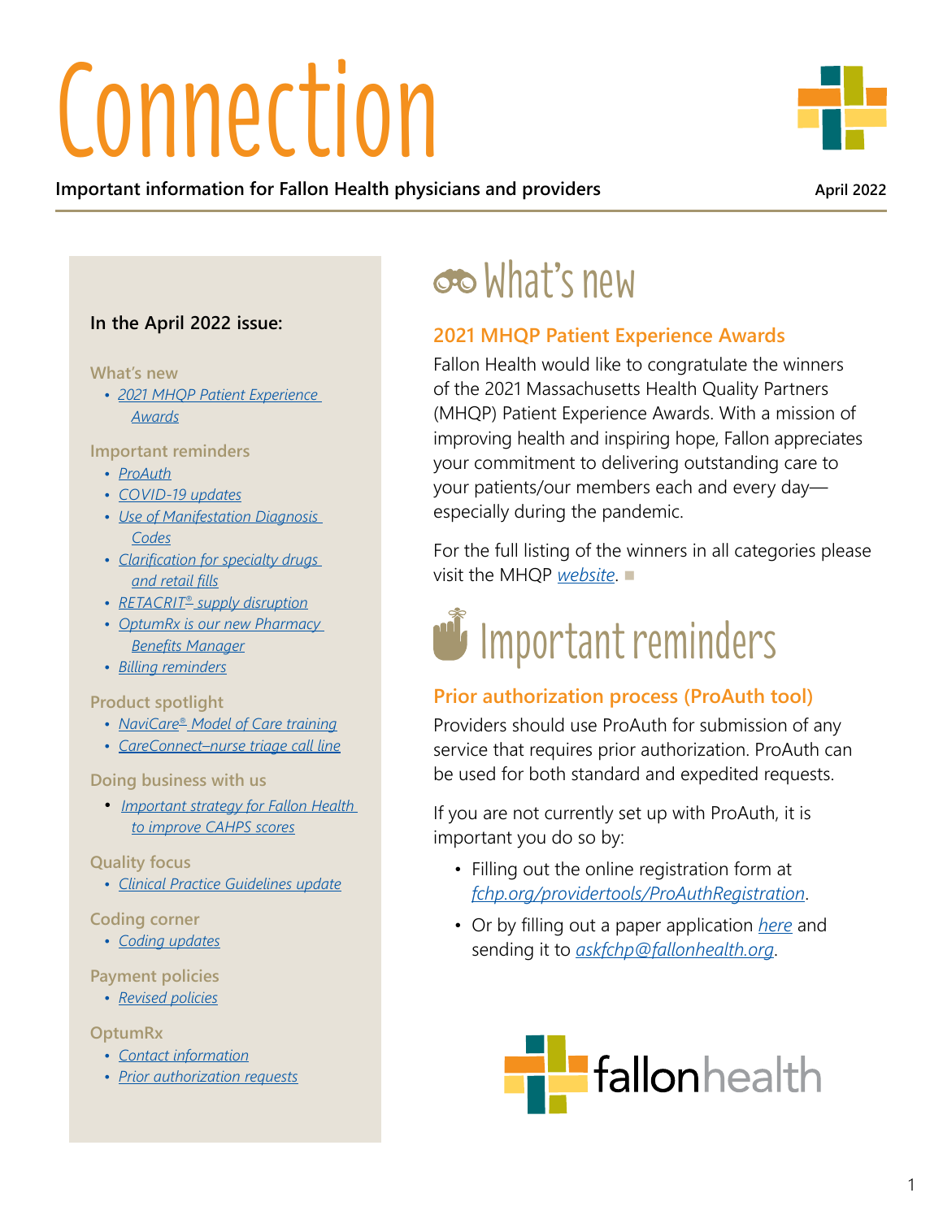# Connection

**Important information for Fallon Health physicians and providers**

April 2022

**In the April 2022 issue:**

What's new

- 2021 MHQP Patient Experience Awards

Important reminders

- ProAuth
- COVID-19 updates
- Use of Manifestation Diagnosis Codes
- Clarification for specialty drugs and retail fills
- RETACRIT® supply disruption
- OptumRx is our new Pharmacy Benefits Manager
- Billing reminders

Product spotlight

- NaviCare® Model of Care training
- CareConnect–nurse triage call line

Doing business with us

- Important strategy for Fallon Health to improve CAHPS scores

Quality focus

- Clinical Practice Guidelines update

Coding corner

- Coding updates

Payment policies

- Revised policies

OptumRx

- Contact information
- Prior authorization requests

## What's new

### 2021 MHQP Patient Experience Awards

Fallon Health would like to congratulate the winners of the 2021 Massachusetts Health Quality Partners (MHQP) Patient Experience Awards. With a mission of improving health and inspiring hope, Fallon appreciates your commitment to delivering outstanding care to your patients/our members each and every day—especially during the pandemic.

For the full listing of the winners in all categories please visit the MHQP *website*.

## Important reminders

### Prior authorization process (ProAuth tool)

Providers should use ProAuth for submission of any service that requires prior authorization. ProAuth can be used for both standard and expedited requests.

If you are not currently set up with ProAuth, it is important you do so by:

- Filling out the online registration form at *fchp.org/providertools/ProAuthRegistration*.
- Or by filling out a paper application *here* and sending it to *askfchp@fallonhealth.org*.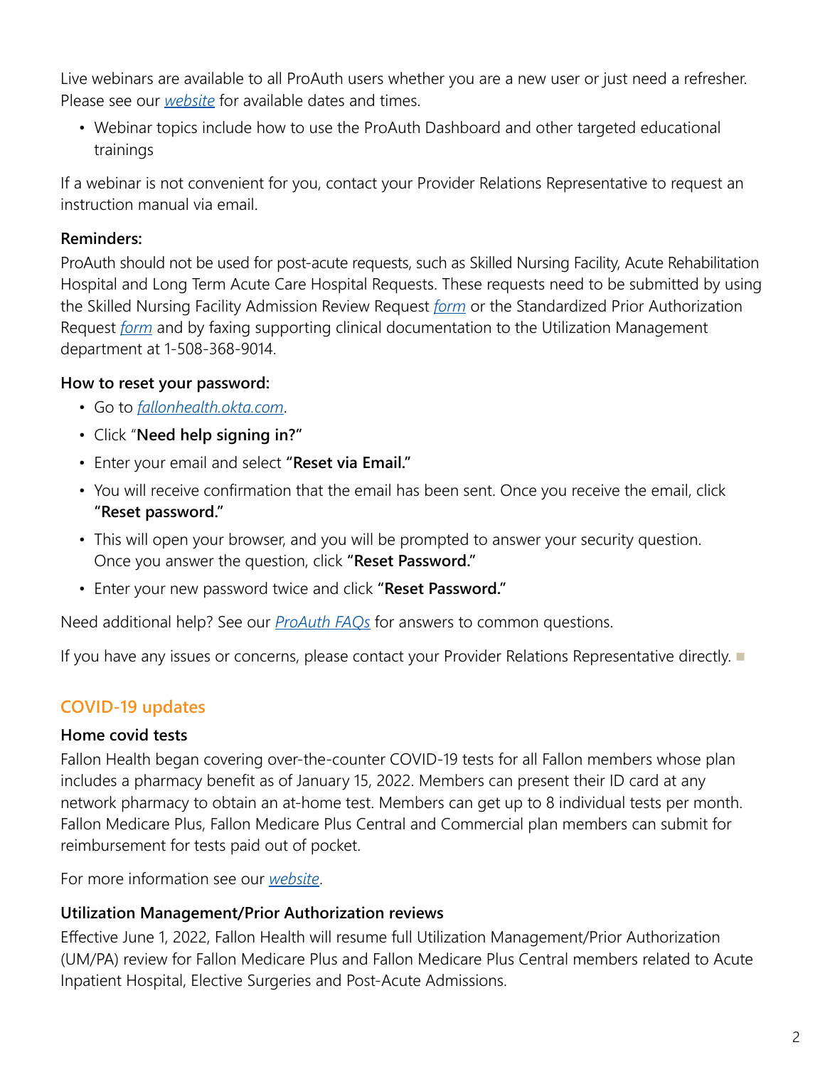Live webinars are available to all ProAuth users whether you are a new user or just need a refresher. Please see our *website* for available dates and times.

- Webinar topics include how to use the ProAuth Dashboard and other targeted educational trainings

If a webinar is not convenient for you, contact your Provider Relations Representative to request an instruction manual via email.

**Reminders:**

ProAuth should not be used for post-acute requests, such as Skilled Nursing Facility, Acute Rehabilitation Hospital and Long Term Acute Care Hospital Requests. These requests need to be submitted by using the Skilled Nursing Facility Admission Review Request *form* or the Standardized Prior Authorization Request *form* and by faxing supporting clinical documentation to the Utilization Management department at 1-508-368-9014.

**How to reset your password:**

- Go to *fallonhealth.okta.com*.
- Click "**Need help signing in?"**
- Enter your email and select **"Reset via Email."**
- You will receive confirmation that the email has been sent. Once you receive the email, click **"Reset password."**
- This will open your browser, and you will be prompted to answer your security question. Once you answer the question, click **"Reset Password."**
- Enter your new password twice and click **"Reset Password."**

Need additional help? See our *ProAuth FAQs* for answers to common questions.

If you have any issues or concerns, please contact your Provider Relations Representative directly.

## COVID-19 updates

**Home covid tests**

Fallon Health began covering over-the-counter COVID-19 tests for all Fallon members whose plan includes a pharmacy benefit as of January 15, 2022. Members can present their ID card at any network pharmacy to obtain an at-home test. Members can get up to 8 individual tests per month. Fallon Medicare Plus, Fallon Medicare Plus Central and Commercial plan members can submit for reimbursement for tests paid out of pocket.

For more information see our *website*.

**Utilization Management/Prior Authorization reviews**

Effective June 1, 2022, Fallon Health will resume full Utilization Management/Prior Authorization (UM/PA) review for Fallon Medicare Plus and Fallon Medicare Plus Central members related to Acute Inpatient Hospital, Elective Surgeries and Post-Acute Admissions.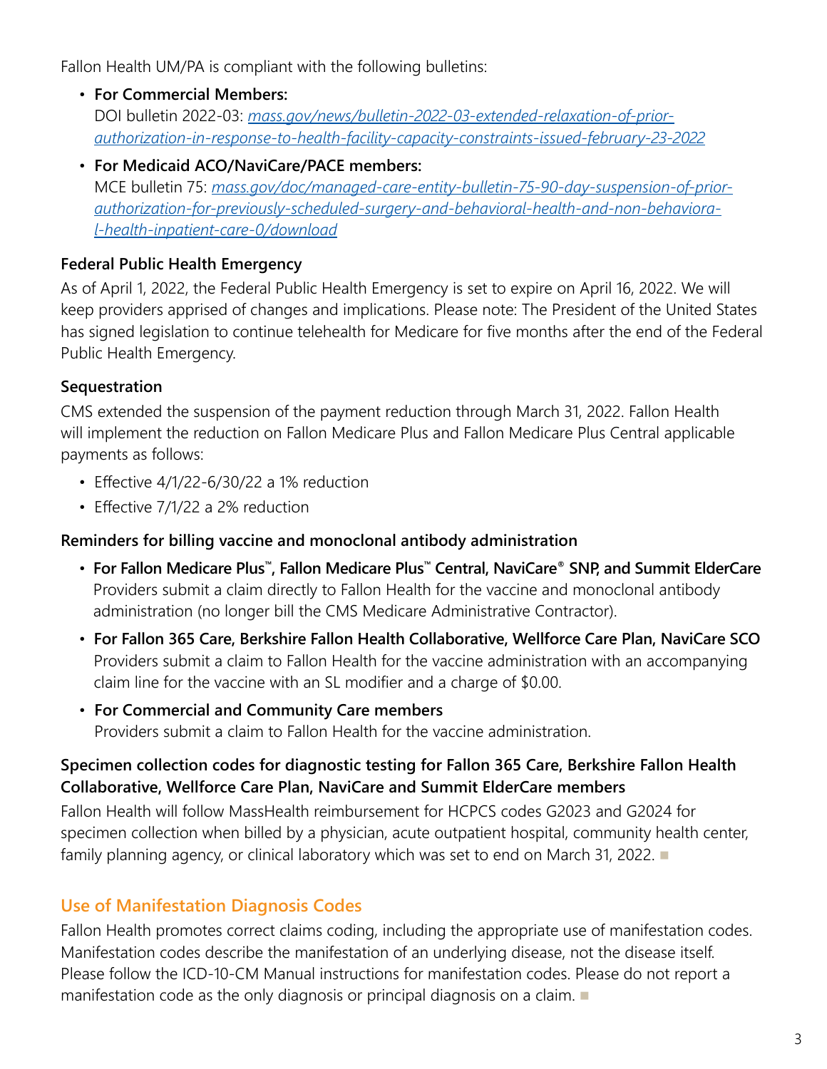Fallon Health UM/PA is compliant with the following bulletins:

- **For Commercial Members:**
  DOI bulletin 2022-03: *mass.gov/news/bulletin-2022-03-extended-relaxation-of-prior-authorization-in-response-to-health-facility-capacity-constraints-issued-february-23-2022*
- **For Medicaid ACO/NaviCare/PACE members:**
  MCE bulletin 75: *mass.gov/doc/managed-care-entity-bulletin-75-90-day-suspension-of-prior-authorization-for-previously-scheduled-surgery-and-behavioral-health-and-non-behavioral-health-inpatient-care-0/download*

**Federal Public Health Emergency**

As of April 1, 2022, the Federal Public Health Emergency is set to expire on April 16, 2022. We will keep providers apprised of changes and implications. Please note: The President of the United States has signed legislation to continue telehealth for Medicare for five months after the end of the Federal Public Health Emergency.

**Sequestration**

CMS extended the suspension of the payment reduction through March 31, 2022. Fallon Health will implement the reduction on Fallon Medicare Plus and Fallon Medicare Plus Central applicable payments as follows:

- Effective 4/1/22-6/30/22 a 1% reduction
- Effective 7/1/22 a 2% reduction

**Reminders for billing vaccine and monoclonal antibody administration**

- **For Fallon Medicare Plus™, Fallon Medicare Plus™ Central, NaviCare® SNP, and Summit ElderCare**
  Providers submit a claim directly to Fallon Health for the vaccine and monoclonal antibody administration (no longer bill the CMS Medicare Administrative Contractor).
- **For Fallon 365 Care, Berkshire Fallon Health Collaborative, Wellforce Care Plan, NaviCare SCO**
  Providers submit a claim to Fallon Health for the vaccine administration with an accompanying claim line for the vaccine with an SL modifier and a charge of $0.00.
- **For Commercial and Community Care members**
  Providers submit a claim to Fallon Health for the vaccine administration.

**Specimen collection codes for diagnostic testing for Fallon 365 Care, Berkshire Fallon Health Collaborative, Wellforce Care Plan, NaviCare and Summit ElderCare members**

Fallon Health will follow MassHealth reimbursement for HCPCS codes G2023 and G2024 for specimen collection when billed by a physician, acute outpatient hospital, community health center, family planning agency, or clinical laboratory which was set to end on March 31, 2022. ■

## Use of Manifestation Diagnosis Codes

Fallon Health promotes correct claims coding, including the appropriate use of manifestation codes. Manifestation codes describe the manifestation of an underlying disease, not the disease itself. Please follow the ICD-10-CM Manual instructions for manifestation codes. Please do not report a manifestation code as the only diagnosis or principal diagnosis on a claim. ■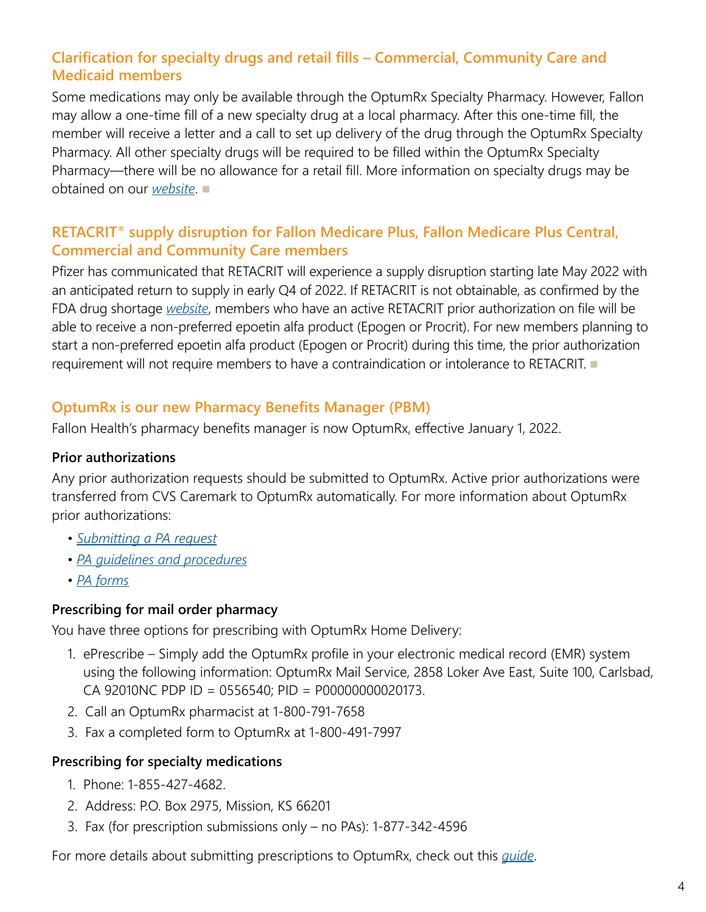## Clarification for specialty drugs and retail fills – Commercial, Community Care and Medicaid members

Some medications may only be available through the OptumRx Specialty Pharmacy. However, Fallon may allow a one-time fill of a new specialty drug at a local pharmacy. After this one-time fill, the member will receive a letter and a call to set up delivery of the drug through the OptumRx Specialty Pharmacy. All other specialty drugs will be required to be filled within the OptumRx Specialty Pharmacy—there will be no allowance for a retail fill. More information on specialty drugs may be obtained on our *website*. ■

## RETACRIT® supply disruption for Fallon Medicare Plus, Fallon Medicare Plus Central, Commercial and Community Care members

Pfizer has communicated that RETACRIT will experience a supply disruption starting late May 2022 with an anticipated return to supply in early Q4 of 2022. If RETACRIT is not obtainable, as confirmed by the FDA drug shortage *website*, members who have an active RETACRIT prior authorization on file will be able to receive a non-preferred epoetin alfa product (Epogen or Procrit). For new members planning to start a non-preferred epoetin alfa product (Epogen or Procrit) during this time, the prior authorization requirement will not require members to have a contraindication or intolerance to RETACRIT. ■

## OptumRx is our new Pharmacy Benefits Manager (PBM)

Fallon Health's pharmacy benefits manager is now OptumRx, effective January 1, 2022.

### Prior authorizations

Any prior authorization requests should be submitted to OptumRx. Active prior authorizations were transferred from CVS Caremark to OptumRx automatically. For more information about OptumRx prior authorizations:

- *Submitting a PA request*
- *PA guidelines and procedures*
- *PA forms*

### Prescribing for mail order pharmacy

You have three options for prescribing with OptumRx Home Delivery:

1. ePrescribe – Simply add the OptumRx profile in your electronic medical record (EMR) system using the following information: OptumRx Mail Service, 2858 Loker Ave East, Suite 100, Carlsbad, CA 92010NC PDP ID = 0556540; PID = P00000000020173.
2. Call an OptumRx pharmacist at 1-800-791-7658
3. Fax a completed form to OptumRx at 1-800-491-7997

### Prescribing for specialty medications

1. Phone: 1-855-427-4682.
2. Address: P.O. Box 2975, Mission, KS 66201
3. Fax (for prescription submissions only – no PAs): 1-877-342-4596

For more details about submitting prescriptions to OptumRx, check out this *guide*.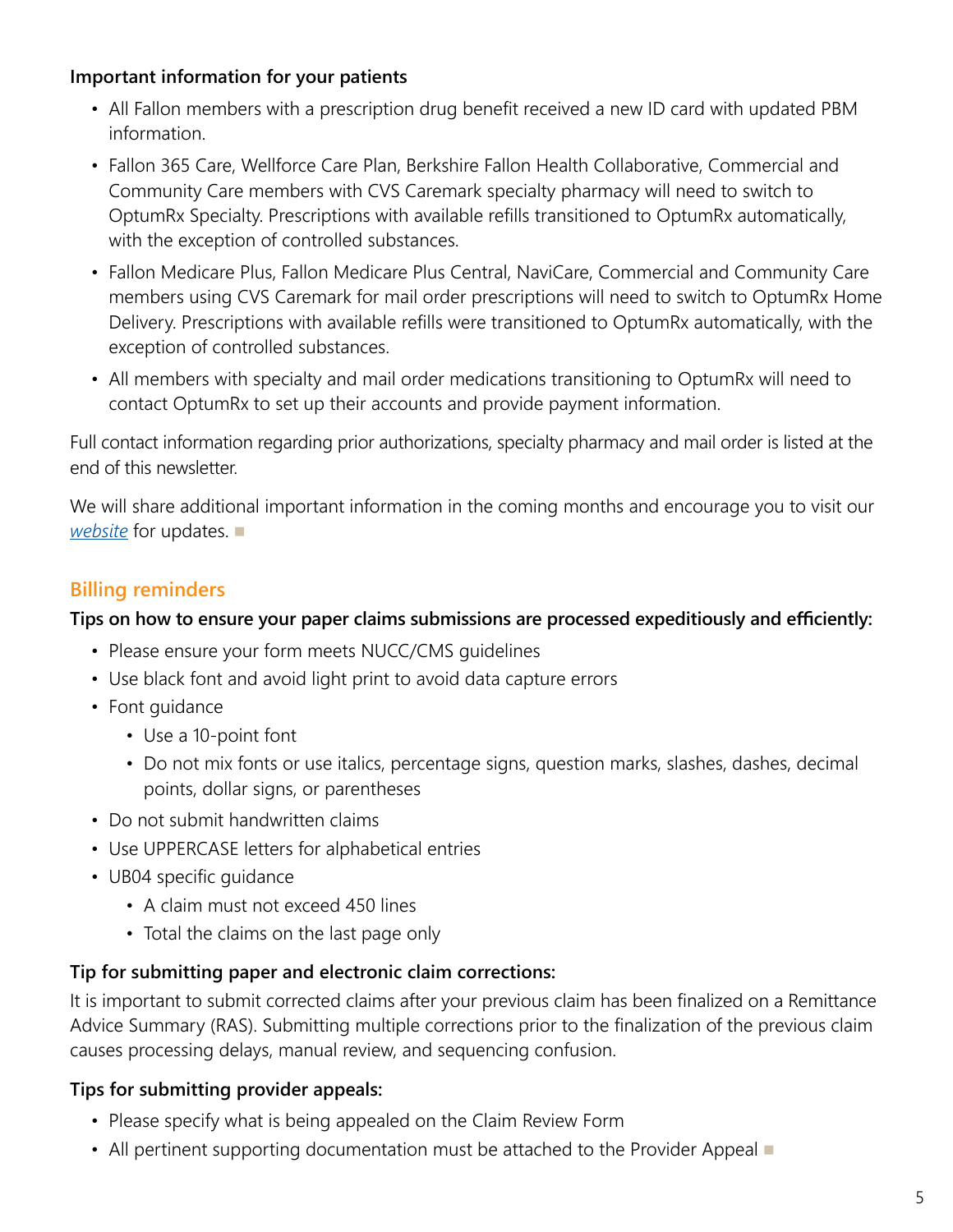**Important information for your patients**

- All Fallon members with a prescription drug benefit received a new ID card with updated PBM information.
- Fallon 365 Care, Wellforce Care Plan, Berkshire Fallon Health Collaborative, Commercial and Community Care members with CVS Caremark specialty pharmacy will need to switch to OptumRx Specialty. Prescriptions with available refills transitioned to OptumRx automatically, with the exception of controlled substances.
- Fallon Medicare Plus, Fallon Medicare Plus Central, NaviCare, Commercial and Community Care members using CVS Caremark for mail order prescriptions will need to switch to OptumRx Home Delivery. Prescriptions with available refills were transitioned to OptumRx automatically, with the exception of controlled substances.
- All members with specialty and mail order medications transitioning to OptumRx will need to contact OptumRx to set up their accounts and provide payment information.

Full contact information regarding prior authorizations, specialty pharmacy and mail order is listed at the end of this newsletter.

We will share additional important information in the coming months and encourage you to visit our *website* for updates. ■

## Billing reminders

**Tips on how to ensure your paper claims submissions are processed expeditiously and efficiently:**

- Please ensure your form meets NUCC/CMS guidelines
- Use black font and avoid light print to avoid data capture errors
- Font guidance
  - Use a 10-point font
  - Do not mix fonts or use italics, percentage signs, question marks, slashes, dashes, decimal points, dollar signs, or parentheses
- Do not submit handwritten claims
- Use UPPERCASE letters for alphabetical entries
- UB04 specific guidance
  - A claim must not exceed 450 lines
  - Total the claims on the last page only

**Tip for submitting paper and electronic claim corrections:**

It is important to submit corrected claims after your previous claim has been finalized on a Remittance Advice Summary (RAS). Submitting multiple corrections prior to the finalization of the previous claim causes processing delays, manual review, and sequencing confusion.

**Tips for submitting provider appeals:**

- Please specify what is being appealed on the Claim Review Form
- All pertinent supporting documentation must be attached to the Provider Appeal ■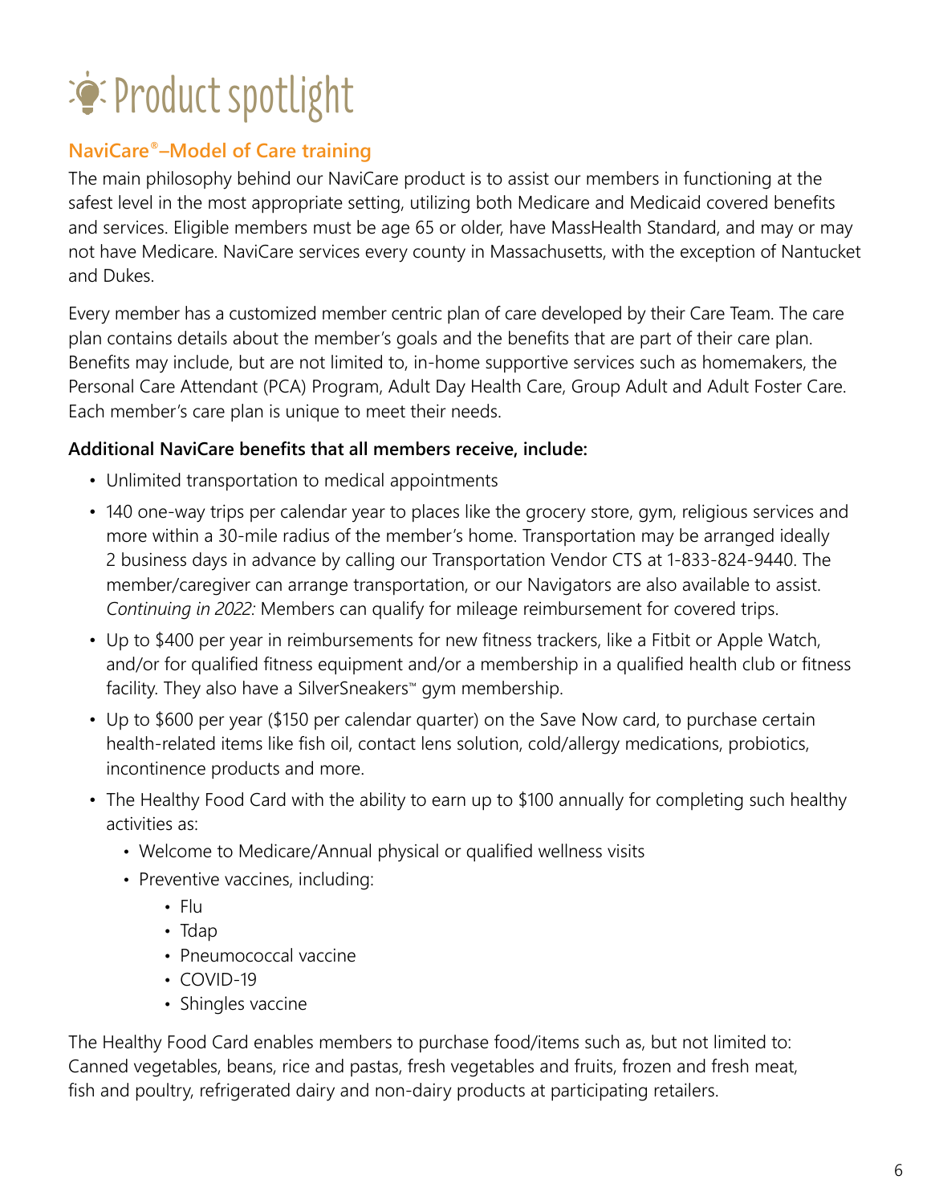# Product spotlight

## NaviCare®–Model of Care training

The main philosophy behind our NaviCare product is to assist our members in functioning at the safest level in the most appropriate setting, utilizing both Medicare and Medicaid covered benefits and services. Eligible members must be age 65 or older, have MassHealth Standard, and may or may not have Medicare. NaviCare services every county in Massachusetts, with the exception of Nantucket and Dukes.

Every member has a customized member centric plan of care developed by their Care Team. The care plan contains details about the member's goals and the benefits that are part of their care plan. Benefits may include, but are not limited to, in-home supportive services such as homemakers, the Personal Care Attendant (PCA) Program, Adult Day Health Care, Group Adult and Adult Foster Care. Each member's care plan is unique to meet their needs.

**Additional NaviCare benefits that all members receive, include:**

- Unlimited transportation to medical appointments
- 140 one-way trips per calendar year to places like the grocery store, gym, religious services and more within a 30-mile radius of the member's home. Transportation may be arranged ideally 2 business days in advance by calling our Transportation Vendor CTS at 1-833-824-9440. The member/caregiver can arrange transportation, or our Navigators are also available to assist. *Continuing in 2022:* Members can qualify for mileage reimbursement for covered trips.
- Up to $400 per year in reimbursements for new fitness trackers, like a Fitbit or Apple Watch, and/or for qualified fitness equipment and/or a membership in a qualified health club or fitness facility. They also have a SilverSneakers™ gym membership.
- Up to $600 per year ($150 per calendar quarter) on the Save Now card, to purchase certain health-related items like fish oil, contact lens solution, cold/allergy medications, probiotics, incontinence products and more.
- The Healthy Food Card with the ability to earn up to $100 annually for completing such healthy activities as:
  - Welcome to Medicare/Annual physical or qualified wellness visits
  - Preventive vaccines, including:
    - Flu
    - Tdap
    - Pneumococcal vaccine
    - COVID-19
    - Shingles vaccine

The Healthy Food Card enables members to purchase food/items such as, but not limited to: Canned vegetables, beans, rice and pastas, fresh vegetables and fruits, frozen and fresh meat, fish and poultry, refrigerated dairy and non-dairy products at participating retailers.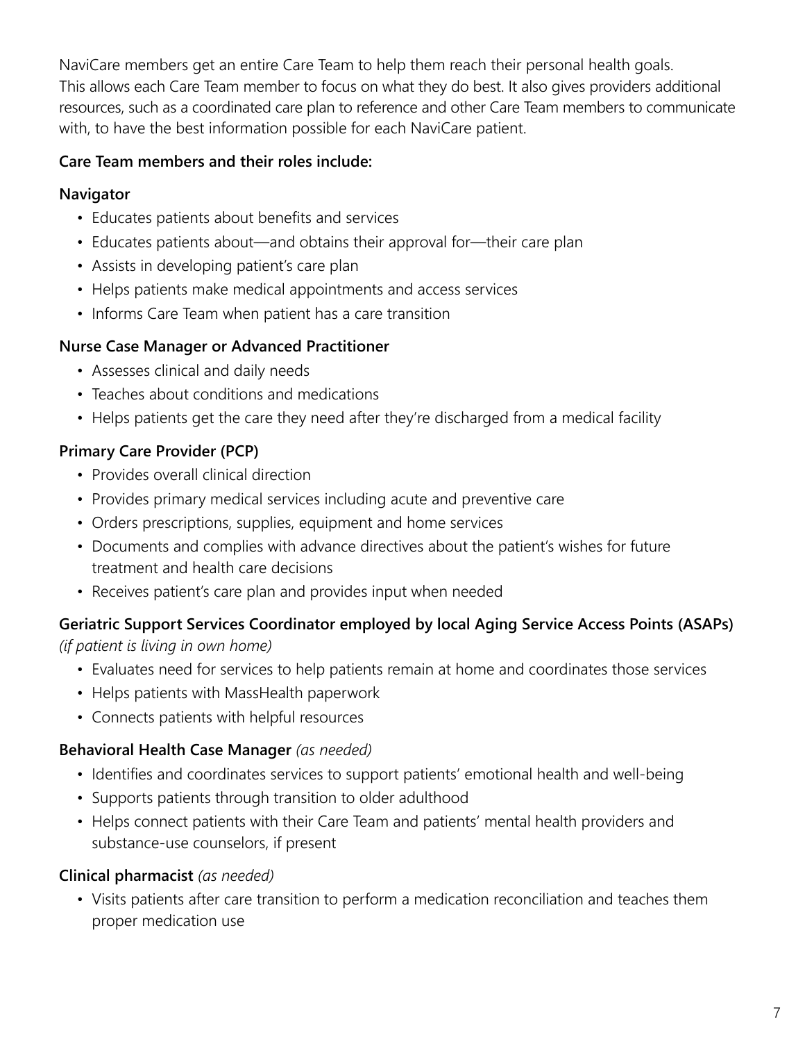NaviCare members get an entire Care Team to help them reach their personal health goals. This allows each Care Team member to focus on what they do best. It also gives providers additional resources, such as a coordinated care plan to reference and other Care Team members to communicate with, to have the best information possible for each NaviCare patient.

**Care Team members and their roles include:**

**Navigator**

- Educates patients about benefits and services
- Educates patients about—and obtains their approval for—their care plan
- Assists in developing patient's care plan
- Helps patients make medical appointments and access services
- Informs Care Team when patient has a care transition

**Nurse Case Manager or Advanced Practitioner**

- Assesses clinical and daily needs
- Teaches about conditions and medications
- Helps patients get the care they need after they're discharged from a medical facility

**Primary Care Provider (PCP)**

- Provides overall clinical direction
- Provides primary medical services including acute and preventive care
- Orders prescriptions, supplies, equipment and home services
- Documents and complies with advance directives about the patient's wishes for future treatment and health care decisions
- Receives patient's care plan and provides input when needed

**Geriatric Support Services Coordinator employed by local Aging Service Access Points (ASAPs)**
*(if patient is living in own home)*

- Evaluates need for services to help patients remain at home and coordinates those services
- Helps patients with MassHealth paperwork
- Connects patients with helpful resources

**Behavioral Health Case Manager** *(as needed)*

- Identifies and coordinates services to support patients' emotional health and well-being
- Supports patients through transition to older adulthood
- Helps connect patients with their Care Team and patients' mental health providers and substance-use counselors, if present

**Clinical pharmacist** *(as needed)*

- Visits patients after care transition to perform a medication reconciliation and teaches them proper medication use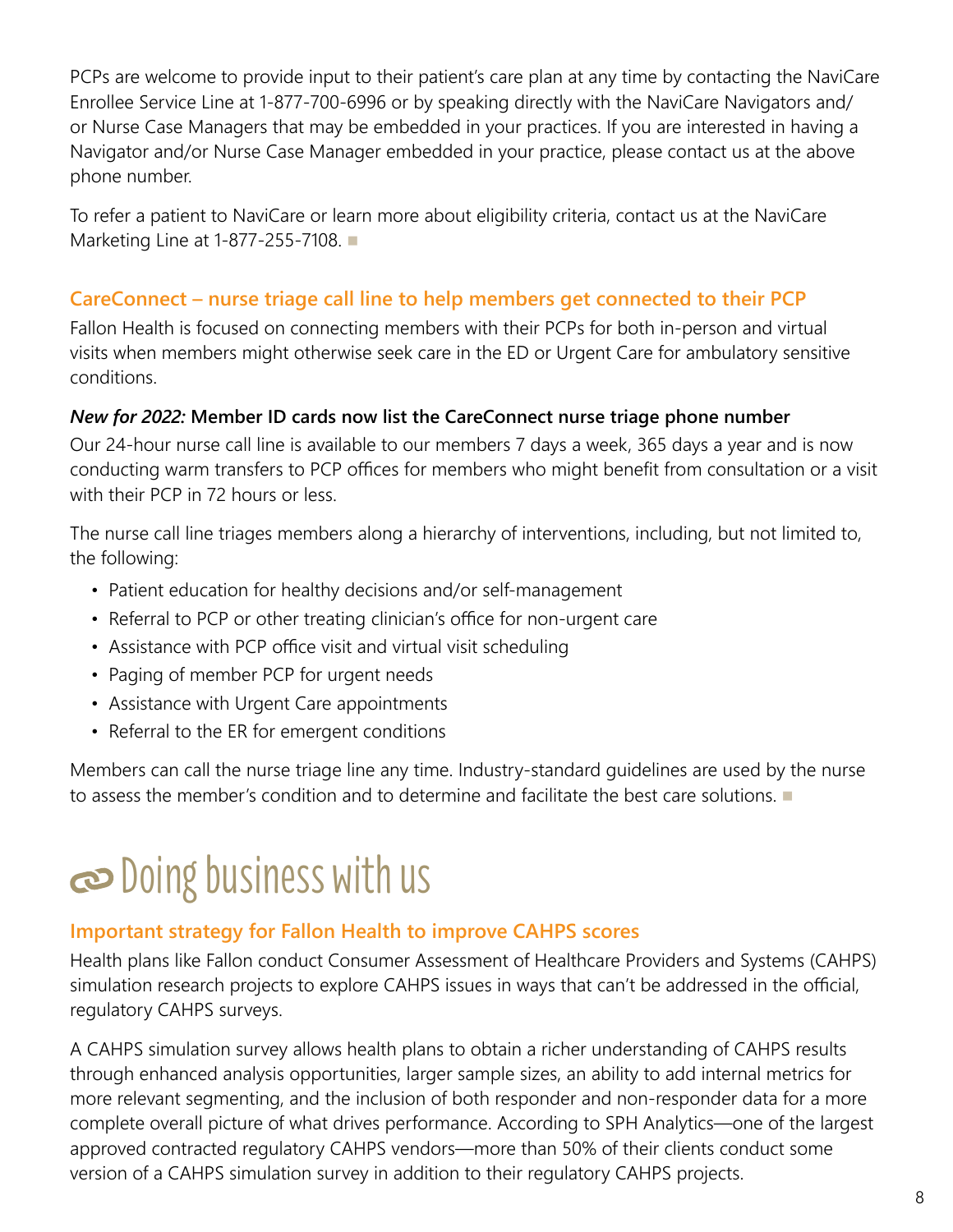PCPs are welcome to provide input to their patient's care plan at any time by contacting the NaviCare Enrollee Service Line at 1-877-700-6996 or by speaking directly with the NaviCare Navigators and/or Nurse Case Managers that may be embedded in your practices. If you are interested in having a Navigator and/or Nurse Case Manager embedded in your practice, please contact us at the above phone number.

To refer a patient to NaviCare or learn more about eligibility criteria, contact us at the NaviCare Marketing Line at 1-877-255-7108. ■

### CareConnect – nurse triage call line to help members get connected to their PCP

Fallon Health is focused on connecting members with their PCPs for both in-person and virtual visits when members might otherwise seek care in the ED or Urgent Care for ambulatory sensitive conditions.

***New for 2022:* Member ID cards now list the CareConnect nurse triage phone number**

Our 24-hour nurse call line is available to our members 7 days a week, 365 days a year and is now conducting warm transfers to PCP offices for members who might benefit from consultation or a visit with their PCP in 72 hours or less.

The nurse call line triages members along a hierarchy of interventions, including, but not limited to, the following:

- Patient education for healthy decisions and/or self-management
- Referral to PCP or other treating clinician's office for non-urgent care
- Assistance with PCP office visit and virtual visit scheduling
- Paging of member PCP for urgent needs
- Assistance with Urgent Care appointments
- Referral to the ER for emergent conditions

Members can call the nurse triage line any time. Industry-standard guidelines are used by the nurse to assess the member's condition and to determine and facilitate the best care solutions. ■

# Doing business with us

### Important strategy for Fallon Health to improve CAHPS scores

Health plans like Fallon conduct Consumer Assessment of Healthcare Providers and Systems (CAHPS) simulation research projects to explore CAHPS issues in ways that can't be addressed in the official, regulatory CAHPS surveys.

A CAHPS simulation survey allows health plans to obtain a richer understanding of CAHPS results through enhanced analysis opportunities, larger sample sizes, an ability to add internal metrics for more relevant segmenting, and the inclusion of both responder and non-responder data for a more complete overall picture of what drives performance. According to SPH Analytics—one of the largest approved contracted regulatory CAHPS vendors—more than 50% of their clients conduct some version of a CAHPS simulation survey in addition to their regulatory CAHPS projects.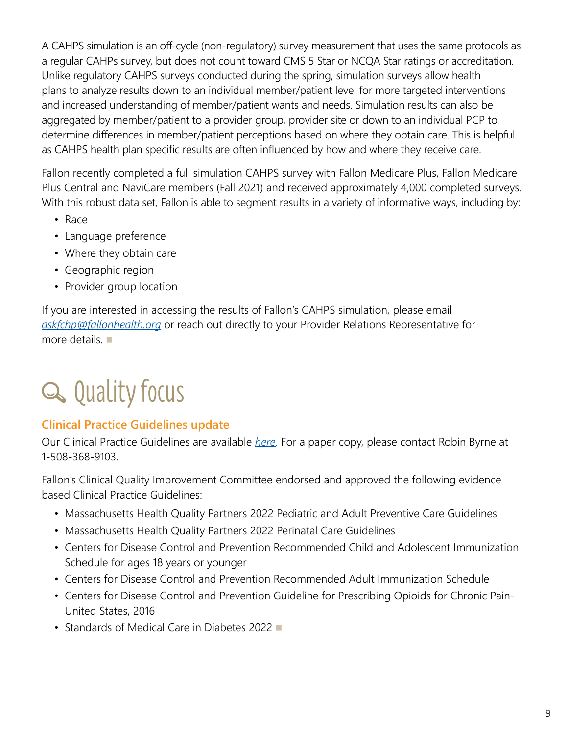A CAHPS simulation is an off-cycle (non-regulatory) survey measurement that uses the same protocols as a regular CAHPs survey, but does not count toward CMS 5 Star or NCQA Star ratings or accreditation. Unlike regulatory CAHPS surveys conducted during the spring, simulation surveys allow health plans to analyze results down to an individual member/patient level for more targeted interventions and increased understanding of member/patient wants and needs. Simulation results can also be aggregated by member/patient to a provider group, provider site or down to an individual PCP to determine differences in member/patient perceptions based on where they obtain care. This is helpful as CAHPS health plan specific results are often influenced by how and where they receive care.

Fallon recently completed a full simulation CAHPS survey with Fallon Medicare Plus, Fallon Medicare Plus Central and NaviCare members (Fall 2021) and received approximately 4,000 completed surveys. With this robust data set, Fallon is able to segment results in a variety of informative ways, including by:

- Race
- Language preference
- Where they obtain care
- Geographic region
- Provider group location

If you are interested in accessing the results of Fallon's CAHPS simulation, please email *askfchp@fallonhealth.org* or reach out directly to your Provider Relations Representative for more details. ■

# Quality focus

## Clinical Practice Guidelines update

Our Clinical Practice Guidelines are available *here*. For a paper copy, please contact Robin Byrne at 1-508-368-9103.

Fallon's Clinical Quality Improvement Committee endorsed and approved the following evidence based Clinical Practice Guidelines:

- Massachusetts Health Quality Partners 2022 Pediatric and Adult Preventive Care Guidelines
- Massachusetts Health Quality Partners 2022 Perinatal Care Guidelines
- Centers for Disease Control and Prevention Recommended Child and Adolescent Immunization Schedule for ages 18 years or younger
- Centers for Disease Control and Prevention Recommended Adult Immunization Schedule
- Centers for Disease Control and Prevention Guideline for Prescribing Opioids for Chronic Pain-United States, 2016
- Standards of Medical Care in Diabetes 2022 ■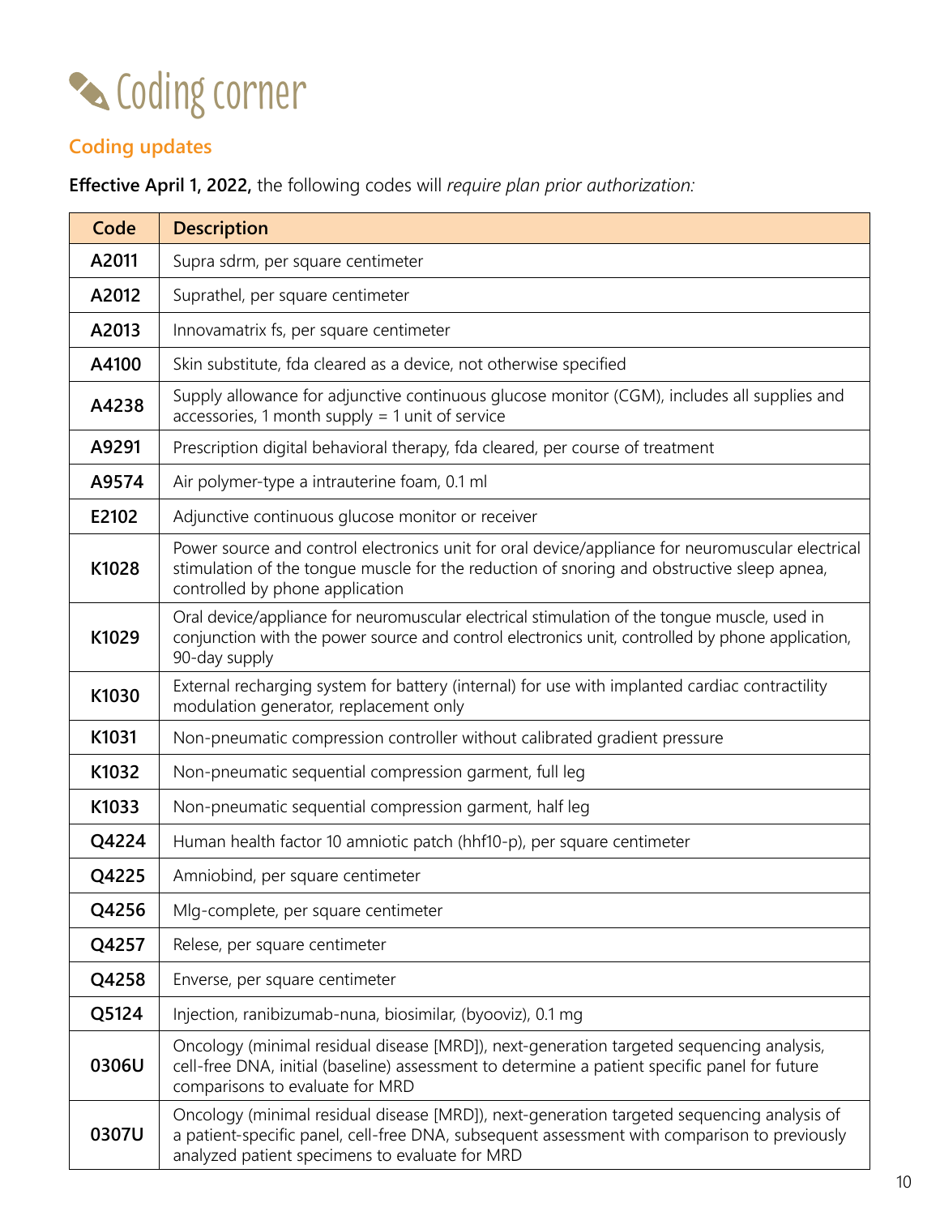# Coding corner

## Coding updates

**Effective April 1, 2022,** the following codes will *require plan prior authorization:*

| Code | Description |
|---|---|
| A2011 | Supra sdrm, per square centimeter |
| A2012 | Suprathel, per square centimeter |
| A2013 | Innovamatrix fs, per square centimeter |
| A4100 | Skin substitute, fda cleared as a device, not otherwise specified |
| A4238 | Supply allowance for adjunctive continuous glucose monitor (CGM), includes all supplies and accessories, 1 month supply = 1 unit of service |
| A9291 | Prescription digital behavioral therapy, fda cleared, per course of treatment |
| A9574 | Air polymer-type a intrauterine foam, 0.1 ml |
| E2102 | Adjunctive continuous glucose monitor or receiver |
| K1028 | Power source and control electronics unit for oral device/appliance for neuromuscular electrical stimulation of the tongue muscle for the reduction of snoring and obstructive sleep apnea, controlled by phone application |
| K1029 | Oral device/appliance for neuromuscular electrical stimulation of the tongue muscle, used in conjunction with the power source and control electronics unit, controlled by phone application, 90-day supply |
| K1030 | External recharging system for battery (internal) for use with implanted cardiac contractility modulation generator, replacement only |
| K1031 | Non-pneumatic compression controller without calibrated gradient pressure |
| K1032 | Non-pneumatic sequential compression garment, full leg |
| K1033 | Non-pneumatic sequential compression garment, half leg |
| Q4224 | Human health factor 10 amniotic patch (hhf10-p), per square centimeter |
| Q4225 | Amniobind, per square centimeter |
| Q4256 | Mlg-complete, per square centimeter |
| Q4257 | Relese, per square centimeter |
| Q4258 | Enverse, per square centimeter |
| Q5124 | Injection, ranibizumab-nuna, biosimilar, (byooviz), 0.1 mg |
| 0306U | Oncology (minimal residual disease [MRD]), next-generation targeted sequencing analysis, cell-free DNA, initial (baseline) assessment to determine a patient specific panel for future comparisons to evaluate for MRD |
| 0307U | Oncology (minimal residual disease [MRD]), next-generation targeted sequencing analysis of a patient-specific panel, cell-free DNA, subsequent assessment with comparison to previously analyzed patient specimens to evaluate for MRD |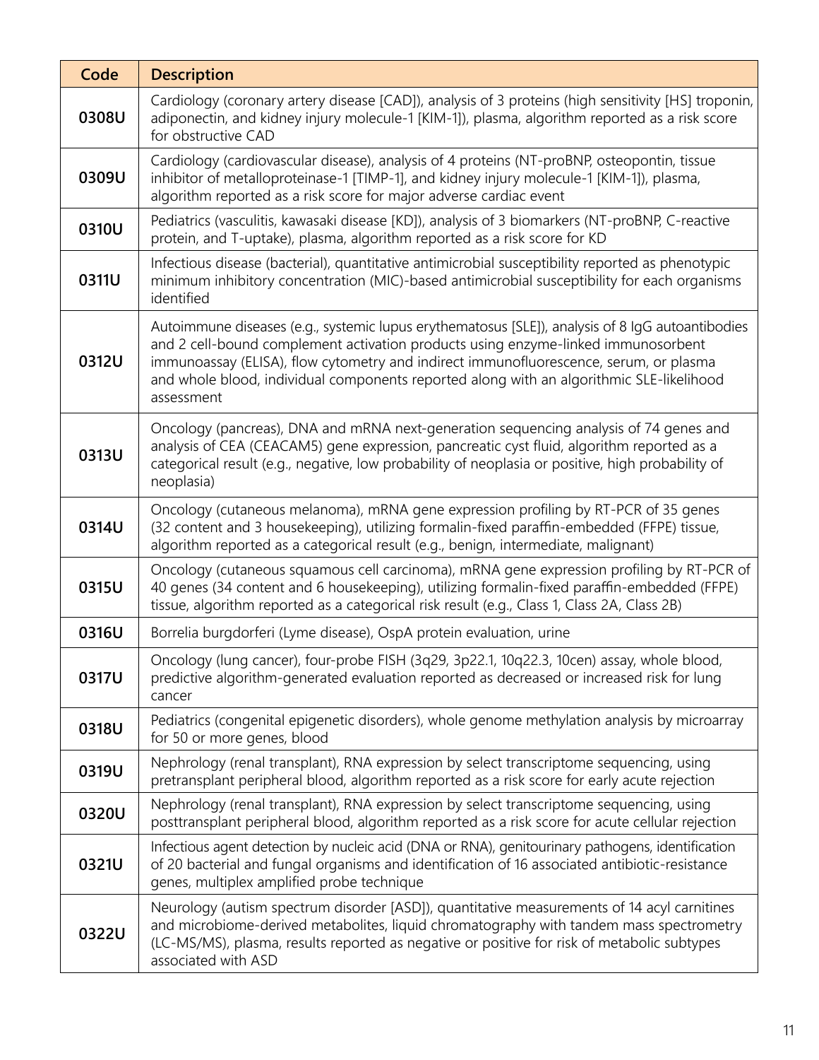| Code | Description |
|---|---|
| **0308U** | Cardiology (coronary artery disease [CAD]), analysis of 3 proteins (high sensitivity [HS] troponin, adiponectin, and kidney injury molecule-1 [KIM-1]), plasma, algorithm reported as a risk score for obstructive CAD |
| **0309U** | Cardiology (cardiovascular disease), analysis of 4 proteins (NT-proBNP, osteopontin, tissue inhibitor of metalloproteinase-1 [TIMP-1], and kidney injury molecule-1 [KIM-1]), plasma, algorithm reported as a risk score for major adverse cardiac event |
| **0310U** | Pediatrics (vasculitis, kawasaki disease [KD]), analysis of 3 biomarkers (NT-proBNP, C-reactive protein, and T-uptake), plasma, algorithm reported as a risk score for KD |
| **0311U** | Infectious disease (bacterial), quantitative antimicrobial susceptibility reported as phenotypic minimum inhibitory concentration (MIC)-based antimicrobial susceptibility for each organisms identified |
| **0312U** | Autoimmune diseases (e.g., systemic lupus erythematosus [SLE]), analysis of 8 IgG autoantibodies and 2 cell-bound complement activation products using enzyme-linked immunosorbent immunoassay (ELISA), flow cytometry and indirect immunofluorescence, serum, or plasma and whole blood, individual components reported along with an algorithmic SLE-likelihood assessment |
| **0313U** | Oncology (pancreas), DNA and mRNA next-generation sequencing analysis of 74 genes and analysis of CEA (CEACAM5) gene expression, pancreatic cyst fluid, algorithm reported as a categorical result (e.g., negative, low probability of neoplasia or positive, high probability of neoplasia) |
| **0314U** | Oncology (cutaneous melanoma), mRNA gene expression profiling by RT-PCR of 35 genes (32 content and 3 housekeeping), utilizing formalin-fixed paraffin-embedded (FFPE) tissue, algorithm reported as a categorical result (e.g., benign, intermediate, malignant) |
| **0315U** | Oncology (cutaneous squamous cell carcinoma), mRNA gene expression profiling by RT-PCR of 40 genes (34 content and 6 housekeeping), utilizing formalin-fixed paraffin-embedded (FFPE) tissue, algorithm reported as a categorical risk result (e.g., Class 1, Class 2A, Class 2B) |
| **0316U** | Borrelia burgdorferi (Lyme disease), OspA protein evaluation, urine |
| **0317U** | Oncology (lung cancer), four-probe FISH (3q29, 3p22.1, 10q22.3, 10cen) assay, whole blood, predictive algorithm-generated evaluation reported as decreased or increased risk for lung cancer |
| **0318U** | Pediatrics (congenital epigenetic disorders), whole genome methylation analysis by microarray for 50 or more genes, blood |
| **0319U** | Nephrology (renal transplant), RNA expression by select transcriptome sequencing, using pretransplant peripheral blood, algorithm reported as a risk score for early acute rejection |
| **0320U** | Nephrology (renal transplant), RNA expression by select transcriptome sequencing, using posttransplant peripheral blood, algorithm reported as a risk score for acute cellular rejection |
| **0321U** | Infectious agent detection by nucleic acid (DNA or RNA), genitourinary pathogens, identification of 20 bacterial and fungal organisms and identification of 16 associated antibiotic-resistance genes, multiplex amplified probe technique |
| **0322U** | Neurology (autism spectrum disorder [ASD]), quantitative measurements of 14 acyl carnitines and microbiome-derived metabolites, liquid chromatography with tandem mass spectrometry (LC-MS/MS), plasma, results reported as negative or positive for risk of metabolic subtypes associated with ASD |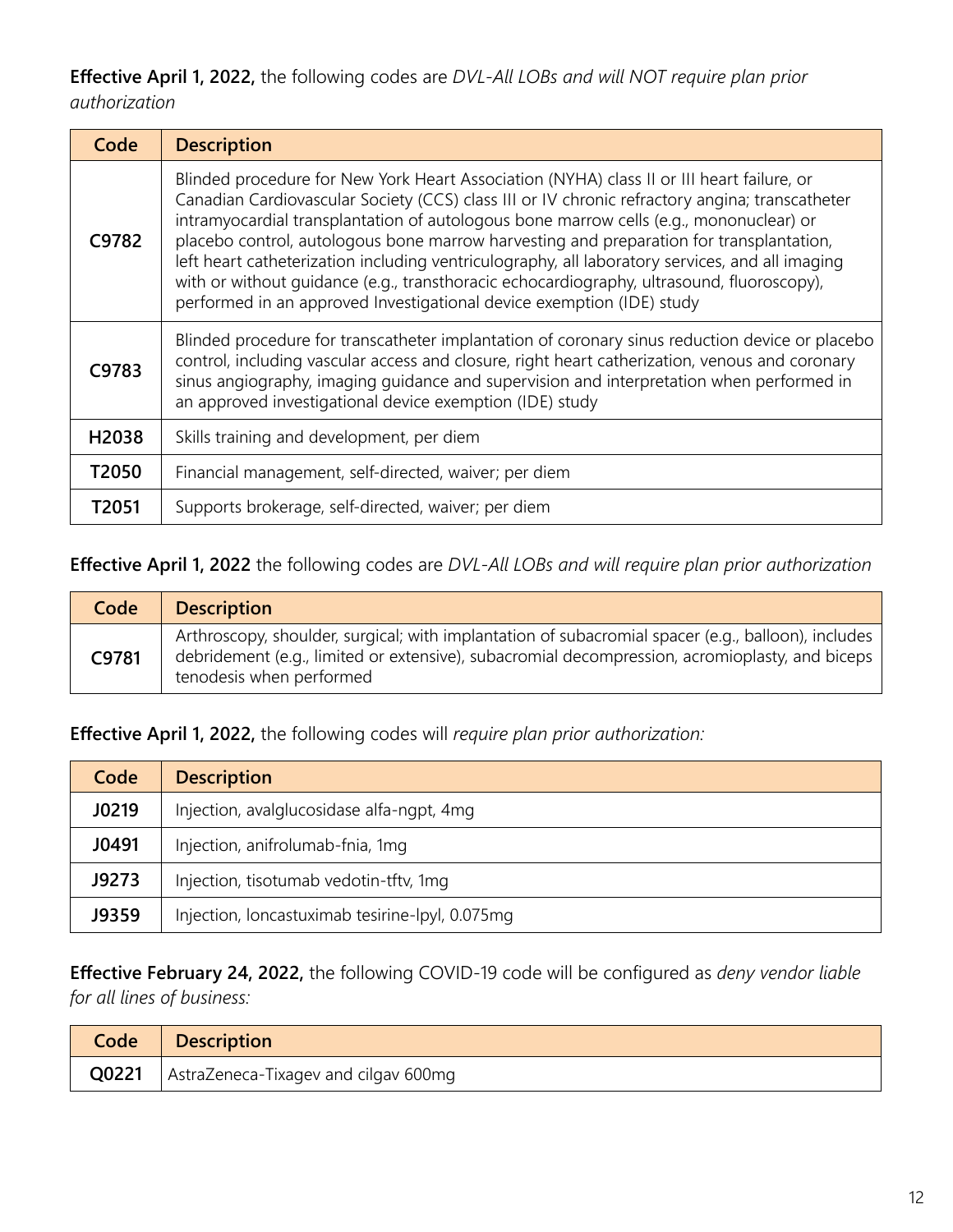**Effective April 1, 2022,** the following codes are *DVL-All LOBs and will NOT require plan prior authorization*

| Code | Description |
|---|---|
| **C9782** | Blinded procedure for New York Heart Association (NYHA) class II or III heart failure, or Canadian Cardiovascular Society (CCS) class III or IV chronic refractory angina; transcatheter intramyocardial transplantation of autologous bone marrow cells (e.g., mononuclear) or placebo control, autologous bone marrow harvesting and preparation for transplantation, left heart catheterization including ventriculography, all laboratory services, and all imaging with or without guidance (e.g., transthoracic echocardiography, ultrasound, fluoroscopy), performed in an approved Investigational device exemption (IDE) study |
| **C9783** | Blinded procedure for transcatheter implantation of coronary sinus reduction device or placebo control, including vascular access and closure, right heart catherization, venous and coronary sinus angiography, imaging guidance and supervision and interpretation when performed in an approved investigational device exemption (IDE) study |
| **H2038** | Skills training and development, per diem |
| **T2050** | Financial management, self-directed, waiver; per diem |
| **T2051** | Supports brokerage, self-directed, waiver; per diem |

**Effective April 1, 2022** the following codes are *DVL-All LOBs and will require plan prior authorization*

| Code | Description |
|---|---|
| **C9781** | Arthroscopy, shoulder, surgical; with implantation of subacromial spacer (e.g., balloon), includes debridement (e.g., limited or extensive), subacromial decompression, acromioplasty, and biceps tenodesis when performed |

**Effective April 1, 2022,** the following codes will *require plan prior authorization:*

| Code | Description |
|---|---|
| **J0219** | Injection, avalglucosidase alfa-ngpt, 4mg |
| **J0491** | Injection, anifrolumab-fnia, 1mg |
| **J9273** | Injection, tisotumab vedotin-tftv, 1mg |
| **J9359** | Injection, loncastuximab tesirine-lpyl, 0.075mg |

**Effective February 24, 2022,** the following COVID-19 code will be configured as *deny vendor liable for all lines of business:*

| Code | Description |
|---|---|
| **Q0221** | AstraZeneca-Tixagev and cilgav 600mg |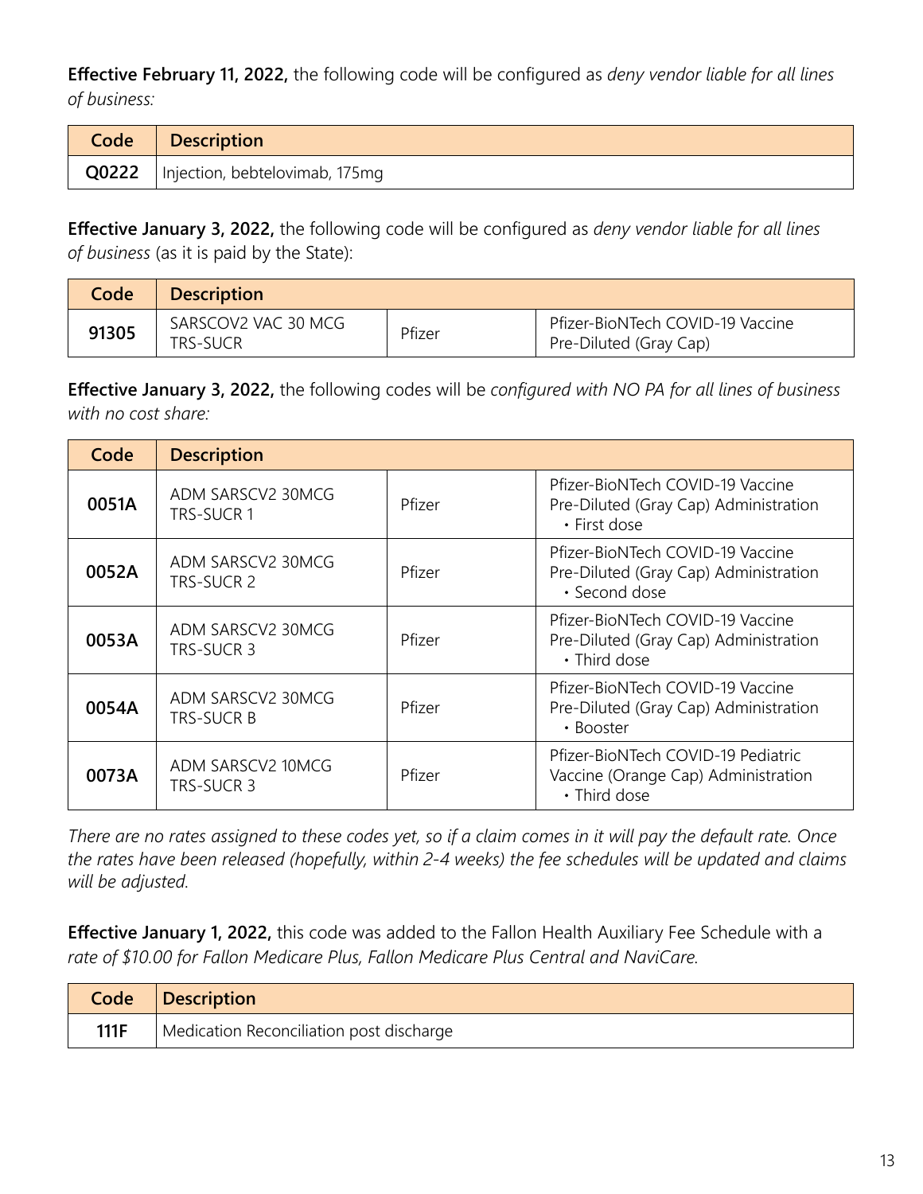**Effective February 11, 2022,** the following code will be configured as *deny vendor liable for all lines of business:*

| Code | Description |
|---|---|
| **Q0222** | Injection, bebtelovimab, 175mg |

**Effective January 3, 2022,** the following code will be configured as *deny vendor liable for all lines of business* (as it is paid by the State):

| Code | Description | | |
|---|---|---|---|
| **91305** | SARSCOV2 VAC 30 MCG TRS-SUCR | Pfizer | Pfizer-BioNTech COVID-19 Vaccine Pre-Diluted (Gray Cap) |

**Effective January 3, 2022,** the following codes will be *configured with NO PA for all lines of business with no cost share:*

| Code | Description | | |
|---|---|---|---|
| **0051A** | ADM SARSCV2 30MCG TRS-SUCR 1 | Pfizer | Pfizer-BioNTech COVID-19 Vaccine Pre-Diluted (Gray Cap) Administration • First dose |
| **0052A** | ADM SARSCV2 30MCG TRS-SUCR 2 | Pfizer | Pfizer-BioNTech COVID-19 Vaccine Pre-Diluted (Gray Cap) Administration • Second dose |
| **0053A** | ADM SARSCV2 30MCG TRS-SUCR 3 | Pfizer | Pfizer-BioNTech COVID-19 Vaccine Pre-Diluted (Gray Cap) Administration • Third dose |
| **0054A** | ADM SARSCV2 30MCG TRS-SUCR B | Pfizer | Pfizer-BioNTech COVID-19 Vaccine Pre-Diluted (Gray Cap) Administration • Booster |
| **0073A** | ADM SARSCV2 10MCG TRS-SUCR 3 | Pfizer | Pfizer-BioNTech COVID-19 Pediatric Vaccine (Orange Cap) Administration • Third dose |

*There are no rates assigned to these codes yet, so if a claim comes in it will pay the default rate. Once the rates have been released (hopefully, within 2-4 weeks) the fee schedules will be updated and claims will be adjusted.*

**Effective January 1, 2022,** this code was added to the Fallon Health Auxiliary Fee Schedule with a *rate of $10.00 for Fallon Medicare Plus, Fallon Medicare Plus Central and NaviCare.*

| Code | Description |
|---|---|
| **111F** | Medication Reconciliation post discharge |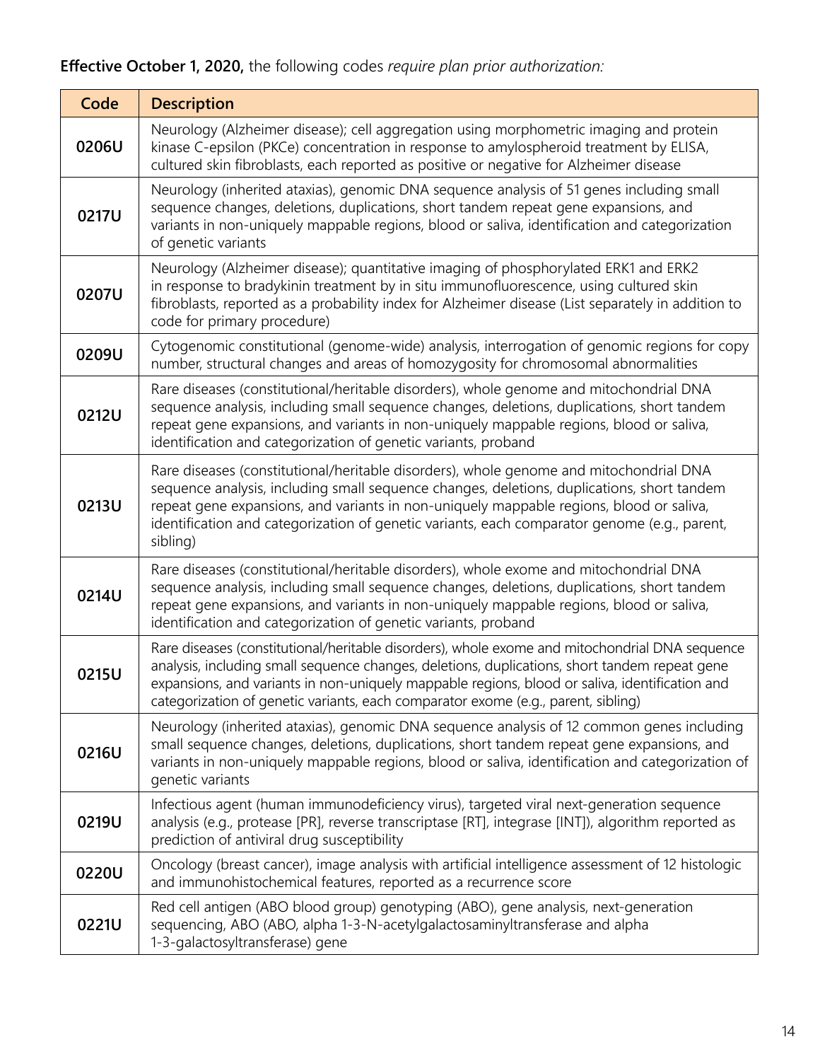**Effective October 1, 2020,** the following codes *require plan prior authorization:*

| Code | Description |
|---|---|
| **0206U** | Neurology (Alzheimer disease); cell aggregation using morphometric imaging and protein kinase C-epsilon (PKCe) concentration in response to amylospheroid treatment by ELISA, cultured skin fibroblasts, each reported as positive or negative for Alzheimer disease |
| **0217U** | Neurology (inherited ataxias), genomic DNA sequence analysis of 51 genes including small sequence changes, deletions, duplications, short tandem repeat gene expansions, and variants in non-uniquely mappable regions, blood or saliva, identification and categorization of genetic variants |
| **0207U** | Neurology (Alzheimer disease); quantitative imaging of phosphorylated ERK1 and ERK2 in response to bradykinin treatment by in situ immunofluorescence, using cultured skin fibroblasts, reported as a probability index for Alzheimer disease (List separately in addition to code for primary procedure) |
| **0209U** | Cytogenomic constitutional (genome-wide) analysis, interrogation of genomic regions for copy number, structural changes and areas of homozygosity for chromosomal abnormalities |
| **0212U** | Rare diseases (constitutional/heritable disorders), whole genome and mitochondrial DNA sequence analysis, including small sequence changes, deletions, duplications, short tandem repeat gene expansions, and variants in non-uniquely mappable regions, blood or saliva, identification and categorization of genetic variants, proband |
| **0213U** | Rare diseases (constitutional/heritable disorders), whole genome and mitochondrial DNA sequence analysis, including small sequence changes, deletions, duplications, short tandem repeat gene expansions, and variants in non-uniquely mappable regions, blood or saliva, identification and categorization of genetic variants, each comparator genome (e.g., parent, sibling) |
| **0214U** | Rare diseases (constitutional/heritable disorders), whole exome and mitochondrial DNA sequence analysis, including small sequence changes, deletions, duplications, short tandem repeat gene expansions, and variants in non-uniquely mappable regions, blood or saliva, identification and categorization of genetic variants, proband |
| **0215U** | Rare diseases (constitutional/heritable disorders), whole exome and mitochondrial DNA sequence analysis, including small sequence changes, deletions, duplications, short tandem repeat gene expansions, and variants in non-uniquely mappable regions, blood or saliva, identification and categorization of genetic variants, each comparator exome (e.g., parent, sibling) |
| **0216U** | Neurology (inherited ataxias), genomic DNA sequence analysis of 12 common genes including small sequence changes, deletions, duplications, short tandem repeat gene expansions, and variants in non-uniquely mappable regions, blood or saliva, identification and categorization of genetic variants |
| **0219U** | Infectious agent (human immunodeficiency virus), targeted viral next-generation sequence analysis (e.g., protease [PR], reverse transcriptase [RT], integrase [INT]), algorithm reported as prediction of antiviral drug susceptibility |
| **0220U** | Oncology (breast cancer), image analysis with artificial intelligence assessment of 12 histologic and immunohistochemical features, reported as a recurrence score |
| **0221U** | Red cell antigen (ABO blood group) genotyping (ABO), gene analysis, next-generation sequencing, ABO (ABO, alpha 1-3-N-acetylgalactosaminyltransferase and alpha 1-3-galactosyltransferase) gene |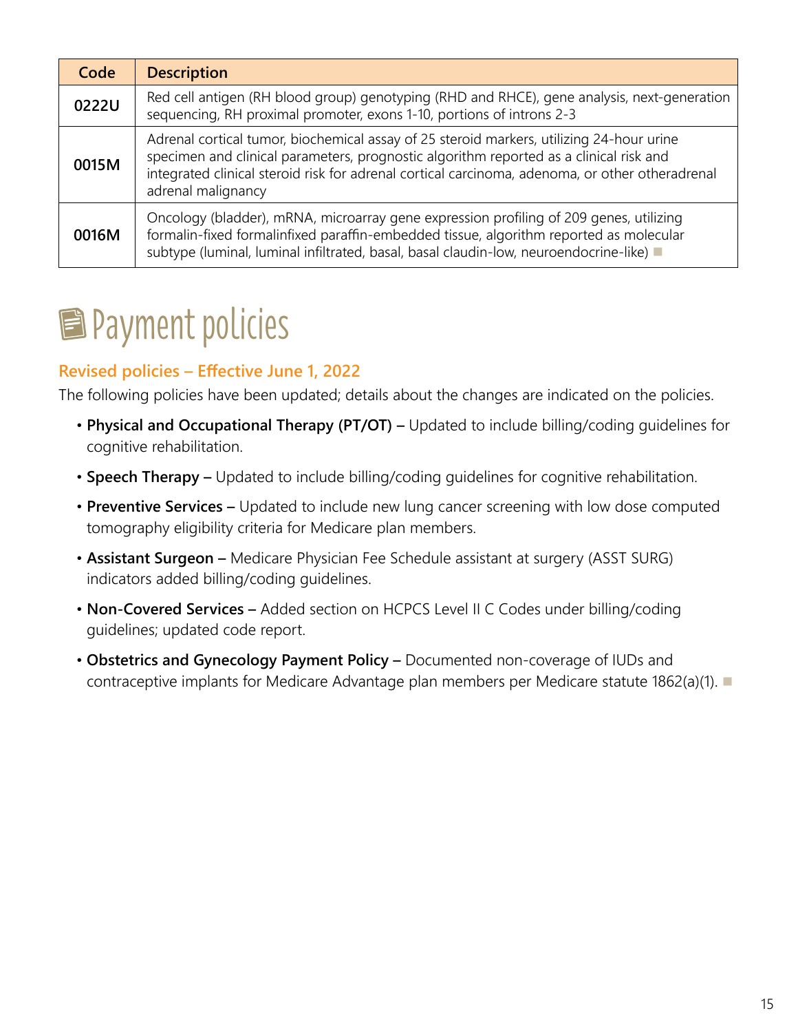| Code | Description |
| --- | --- |
| 0222U | Red cell antigen (RH blood group) genotyping (RHD and RHCE), gene analysis, next-generation sequencing, RH proximal promoter, exons 1-10, portions of introns 2-3 |
| 0015M | Adrenal cortical tumor, biochemical assay of 25 steroid markers, utilizing 24-hour urine specimen and clinical parameters, prognostic algorithm reported as a clinical risk and integrated clinical steroid risk for adrenal cortical carcinoma, adenoma, or other otheradrenal adrenal malignancy |
| 0016M | Oncology (bladder), mRNA, microarray gene expression profiling of 209 genes, utilizing formalin-fixed formalinfixed paraffin-embedded tissue, algorithm reported as molecular subtype (luminal, luminal infiltrated, basal, basal claudin-low, neuroendocrine-like) |

# Payment policies

## Revised policies – Effective June 1, 2022

The following policies have been updated; details about the changes are indicated on the policies.

- **Physical and Occupational Therapy (PT/OT) –** Updated to include billing/coding guidelines for cognitive rehabilitation.
- **Speech Therapy –** Updated to include billing/coding guidelines for cognitive rehabilitation.
- **Preventive Services –** Updated to include new lung cancer screening with low dose computed tomography eligibility criteria for Medicare plan members.
- **Assistant Surgeon –** Medicare Physician Fee Schedule assistant at surgery (ASST SURG) indicators added billing/coding guidelines.
- **Non-Covered Services –** Added section on HCPCS Level II C Codes under billing/coding guidelines; updated code report.
- **Obstetrics and Gynecology Payment Policy –** Documented non-coverage of IUDs and contraceptive implants for Medicare Advantage plan members per Medicare statute 1862(a)(1).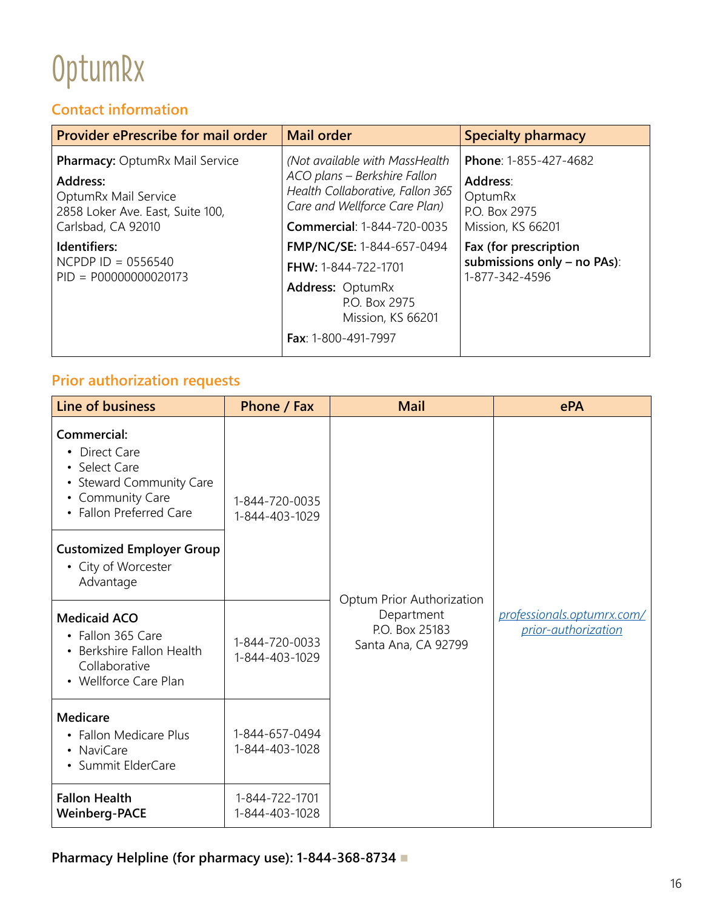# OptumRx

## Contact information

| Provider ePrescribe for mail order | Mail order | Specialty pharmacy |
|---|---|---|
| **Pharmacy:** OptumRx Mail Service<br>**Address:**<br>OptumRx Mail Service<br>2858 Loker Ave. East, Suite 100,<br>Carlsbad, CA 92010<br>**Identifiers:**<br>NCPDP ID = 0556540<br>PID = P00000000020173 | *(Not available with MassHealth ACO plans – Berkshire Fallon Health Collaborative, Fallon 365 Care and Wellforce Care Plan)*<br>**Commercial**: 1-844-720-0035<br>**FMP/NC/SE:** 1-844-657-0494<br>**FHW:** 1-844-722-1701<br>**Address:** OptumRx<br>P.O. Box 2975<br>Mission, KS 66201<br>**Fax**: 1-800-491-7997 | **Phone**: 1-855-427-4682<br>**Address**:<br>OptumRx<br>P.O. Box 2975<br>Mission, KS 66201<br>**Fax (for prescription submissions only – no PAs)**:<br>1-877-342-4596 |

## Prior authorization requests

| Line of business | Phone / Fax | Mail | ePA |
|---|---|---|---|
| **Commercial:**<br>• Direct Care<br>• Select Care<br>• Steward Community Care<br>• Community Care<br>• Fallon Preferred Care<br>**Customized Employer Group**<br>• City of Worcester Advantage | 1-844-720-0035<br>1-844-403-1029 | Optum Prior Authorization Department<br>P.O. Box 25183<br>Santa Ana, CA 92799 | professionals.optumrx.com/prior-authorization |
| **Medicaid ACO**<br>• Fallon 365 Care<br>• Berkshire Fallon Health Collaborative<br>• Wellforce Care Plan | 1-844-720-0033<br>1-844-403-1029 | | |
| **Medicare**<br>• Fallon Medicare Plus<br>• NaviCare<br>• Summit ElderCare | 1-844-657-0494<br>1-844-403-1028 | | |
| **Fallon Health Weinberg-PACE** | 1-844-722-1701<br>1-844-403-1028 | | |

**Pharmacy Helpline (for pharmacy use): 1-844-368-8734**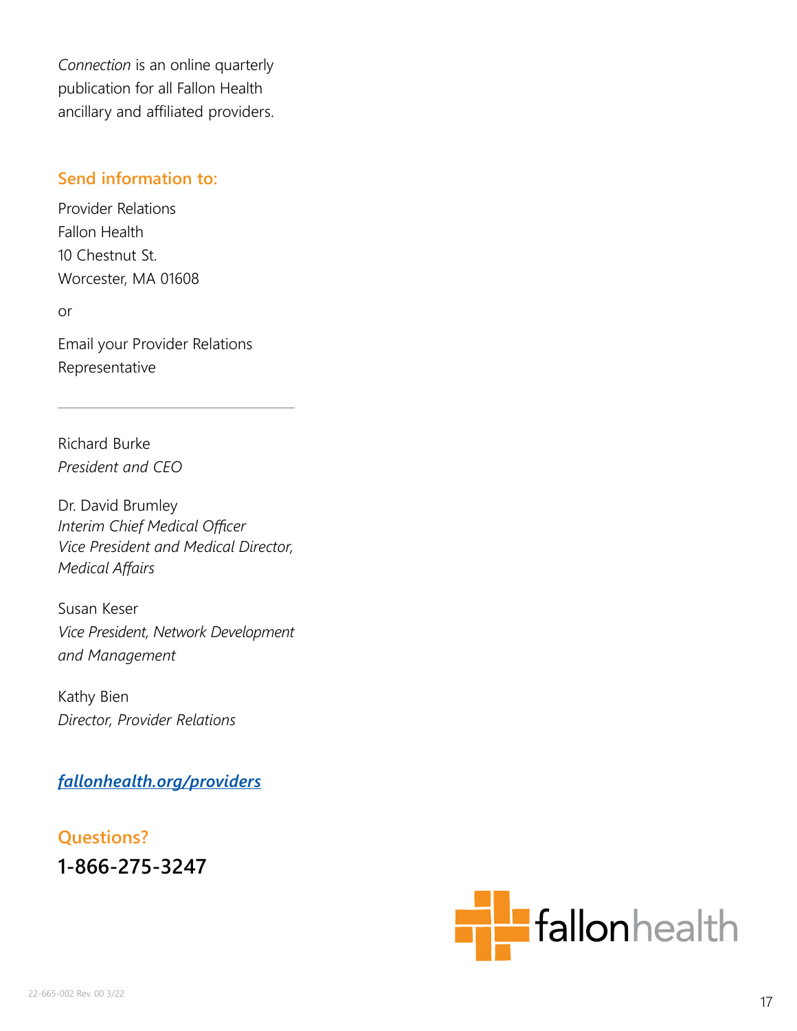*Connection* is an online quarterly publication for all Fallon Health ancillary and affiliated providers.

## Send information to:

Provider Relations
Fallon Health
10 Chestnut St.
Worcester, MA 01608

or

Email your Provider Relations Representative

---

Richard Burke
*President and CEO*

Dr. David Brumley
*Interim Chief Medical Officer*
*Vice President and Medical Director, Medical Affairs*

Susan Keser
*Vice President, Network Development and Management*

Kathy Bien
*Director, Provider Relations*

***fallonhealth.org/providers***

## Questions?

**1-866-275-3247**

fallonhealth

22-665-002 Rev. 00 3/22